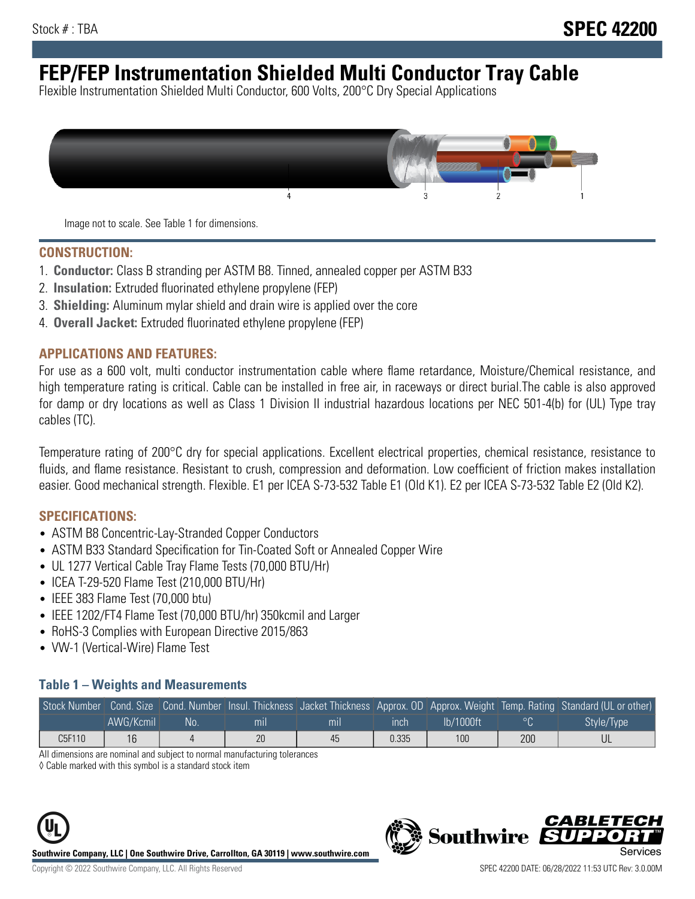Stock # : TBA

# SPEC 42200

# FEP/FEP Instrumentation Shielded Multi Conductor Tray Cable

Flexible Instrumentation Shielded Multi Conductor, 600 Volts, 200°C Dry Special Applications

Image not to scale. See Table 1 for dimensions.

## CONSTRUCTION:

1. **Conductor:** Class B stranding per ASTM B8. Tinned, annealed copper per ASTM B33
2. **Insulation:** Extruded fluorinated ethylene propylene (FEP)
3. **Shielding:** Aluminum mylar shield and drain wire is applied over the core
4. **Overall Jacket:** Extruded fluorinated ethylene propylene (FEP)

## APPLICATIONS AND FEATURES:

For use as a 600 volt, multi conductor instrumentation cable where flame retardance, Moisture/Chemical resistance, and high temperature rating is critical. Cable can be installed in free air, in raceways or direct burial.The cable is also approved for damp or dry locations as well as Class 1 Division II industrial hazardous locations per NEC 501-4(b) for (UL) Type tray cables (TC).

Temperature rating of 200°C dry for special applications. Excellent electrical properties, chemical resistance, resistance to fluids, and flame resistance. Resistant to crush, compression and deformation. Low coefficient of friction makes installation easier. Good mechanical strength. Flexible. E1 per ICEA S-73-532 Table E1 (Old K1). E2 per ICEA S-73-532 Table E2 (Old K2).

## SPECIFICATIONS:

- ASTM B8 Concentric-Lay-Stranded Copper Conductors
- ASTM B33 Standard Specification for Tin-Coated Soft or Annealed Copper Wire
- UL 1277 Vertical Cable Tray Flame Tests (70,000 BTU/Hr)
- ICEA T-29-520 Flame Test (210,000 BTU/Hr)
- IEEE 383 Flame Test (70,000 btu)
- IEEE 1202/FT4 Flame Test (70,000 BTU/hr) 350kcmil and Larger
- RoHS-3 Complies with European Directive 2015/863
- VW-1 (Vertical-Wire) Flame Test

### Table 1 – Weights and Measurements

| Stock Number | Cond. Size | Cond. Number | Insul. Thickness | Jacket Thickness | Approx. OD | Approx. Weight | Temp. Rating | Standard (UL or other) |
|---|---|---|---|---|---|---|---|---|
| | AWG/Kcmil | No. | mil | mil | inch | lb/1000ft | °C | Style/Type |
| C5F110 | 16 | 4 | 20 | 45 | 0.335 | 100 | 200 | UL |

All dimensions are nominal and subject to normal manufacturing tolerances

◊ Cable marked with this symbol is a standard stock item

Southwire Company, LLC | One Southwire Drive, Carrollton, GA 30119 | www.southwire.com

Copyright © 2022 Southwire Company, LLC. All Rights Reserved

SPEC 42200 DATE: 06/28/2022 11:53 UTC Rev: 3.0.00M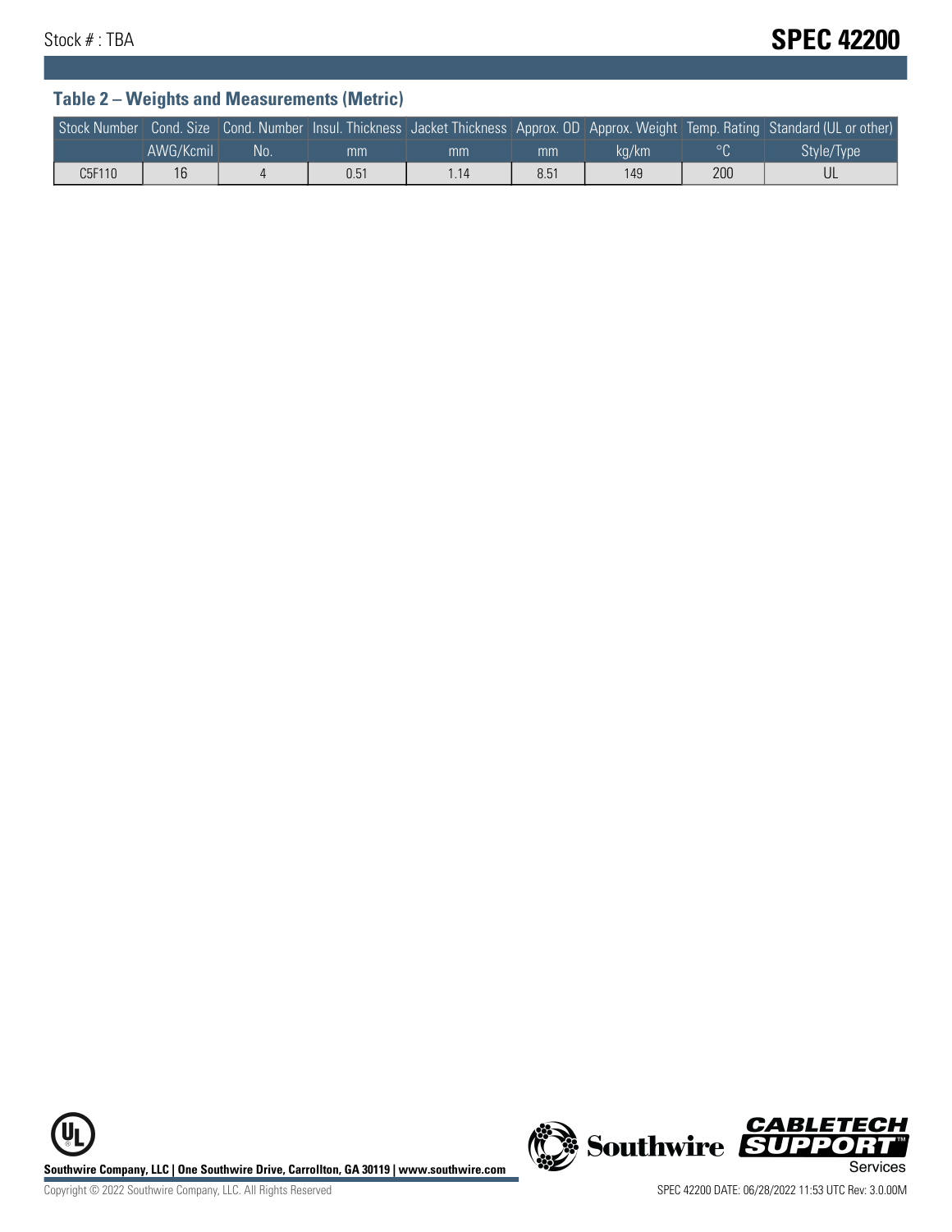### Table 2 – Weights and Measurements (Metric)

| Stock Number | Cond. Size | Cond. Number | Insul. Thickness | Jacket Thickness | Approx. OD | Approx. Weight | Temp. Rating | Standard (UL or other) |
|---|---|---|---|---|---|---|---|---|
| | AWG/Kcmil | No. | mm | mm | mm | kg/km | °C | Style/Type |
| C5F110 | 16 | 4 | 0.51 | 1.14 | 8.51 | 149 | 200 | UL |

**Southwire Company, LLC | One Southwire Drive, Carrollton, GA 30119 | www.southwire.com**

Copyright © 2022 Southwire Company, LLC. All Rights Reserved

SPEC 42200 DATE: 06/28/2022 11:53 UTC Rev: 3.0.00M